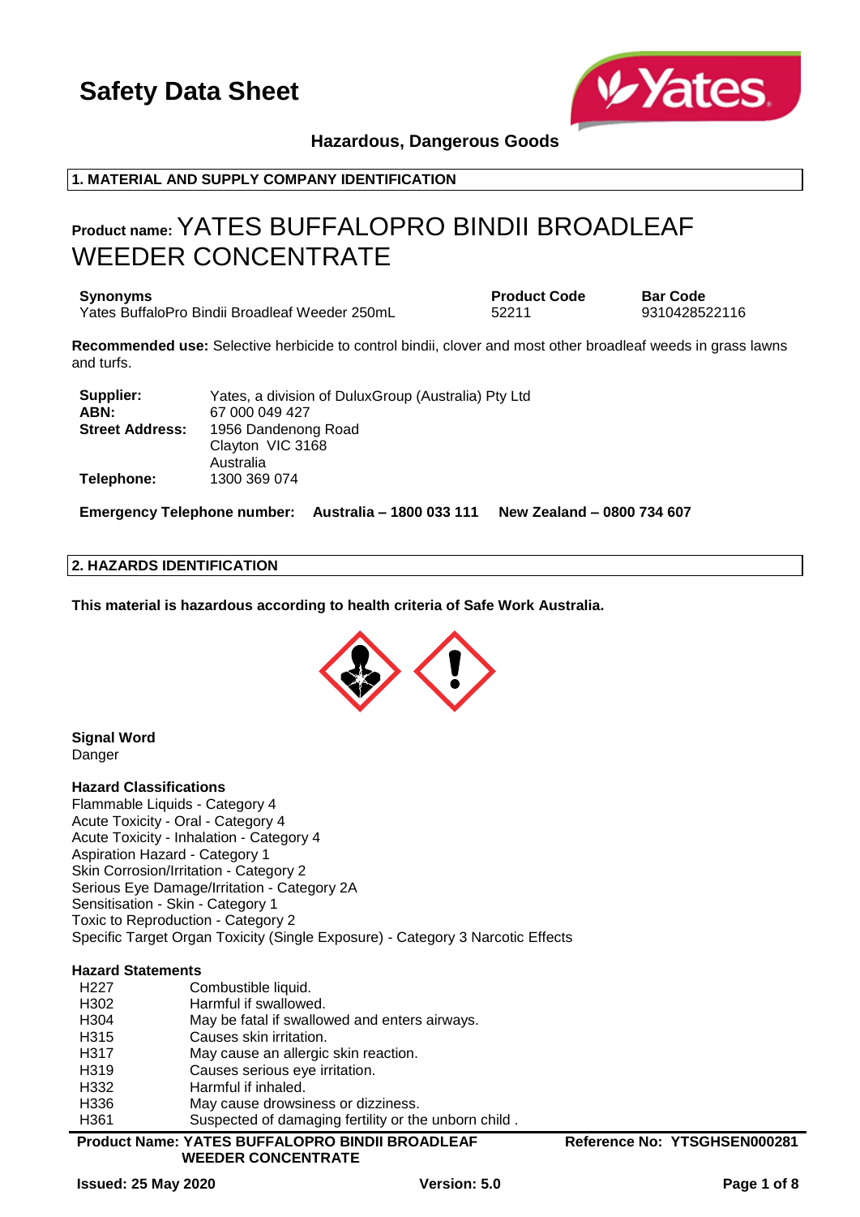# Safety Data Sheet

**Hazardous, Dangerous Goods**

## 1. MATERIAL AND SUPPLY COMPANY IDENTIFICATION

**Product name:** YATES BUFFALOPRO BINDII BROADLEAF WEEDER CONCENTRATE

| Synonyms | Product Code | Bar Code |
| --- | --- | --- |
| Yates BuffaloPro Bindii Broadleaf Weeder 250mL | 52211 | 9310428522116 |

**Recommended use:** Selective herbicide to control bindii, clover and most other broadleaf weeds in grass lawns and turfs.

**Supplier:** Yates, a division of DuluxGroup (Australia) Pty Ltd
**ABN:** 67 000 049 427
**Street Address:** 1956 Dandenong Road
Clayton VIC 3168
Australia
**Telephone:** 1300 369 074

**Emergency Telephone number:** **Australia – 1800 033 111** **New Zealand – 0800 734 607**

## 2. HAZARDS IDENTIFICATION

**This material is hazardous according to health criteria of Safe Work Australia.**

**Signal Word**
Danger

**Hazard Classifications**
Flammable Liquids - Category 4
Acute Toxicity - Oral - Category 4
Acute Toxicity - Inhalation - Category 4
Aspiration Hazard - Category 1
Skin Corrosion/Irritation - Category 2
Serious Eye Damage/Irritation - Category 2A
Sensitisation - Skin - Category 1
Toxic to Reproduction - Category 2
Specific Target Organ Toxicity (Single Exposure) - Category 3 Narcotic Effects

**Hazard Statements**

| | |
| --- | --- |
| H227 | Combustible liquid. |
| H302 | Harmful if swallowed. |
| H304 | May be fatal if swallowed and enters airways. |
| H315 | Causes skin irritation. |
| H317 | May cause an allergic skin reaction. |
| H319 | Causes serious eye irritation. |
| H332 | Harmful if inhaled. |
| H336 | May cause drowsiness or dizziness. |
| H361 | Suspected of damaging fertility or the unborn child . |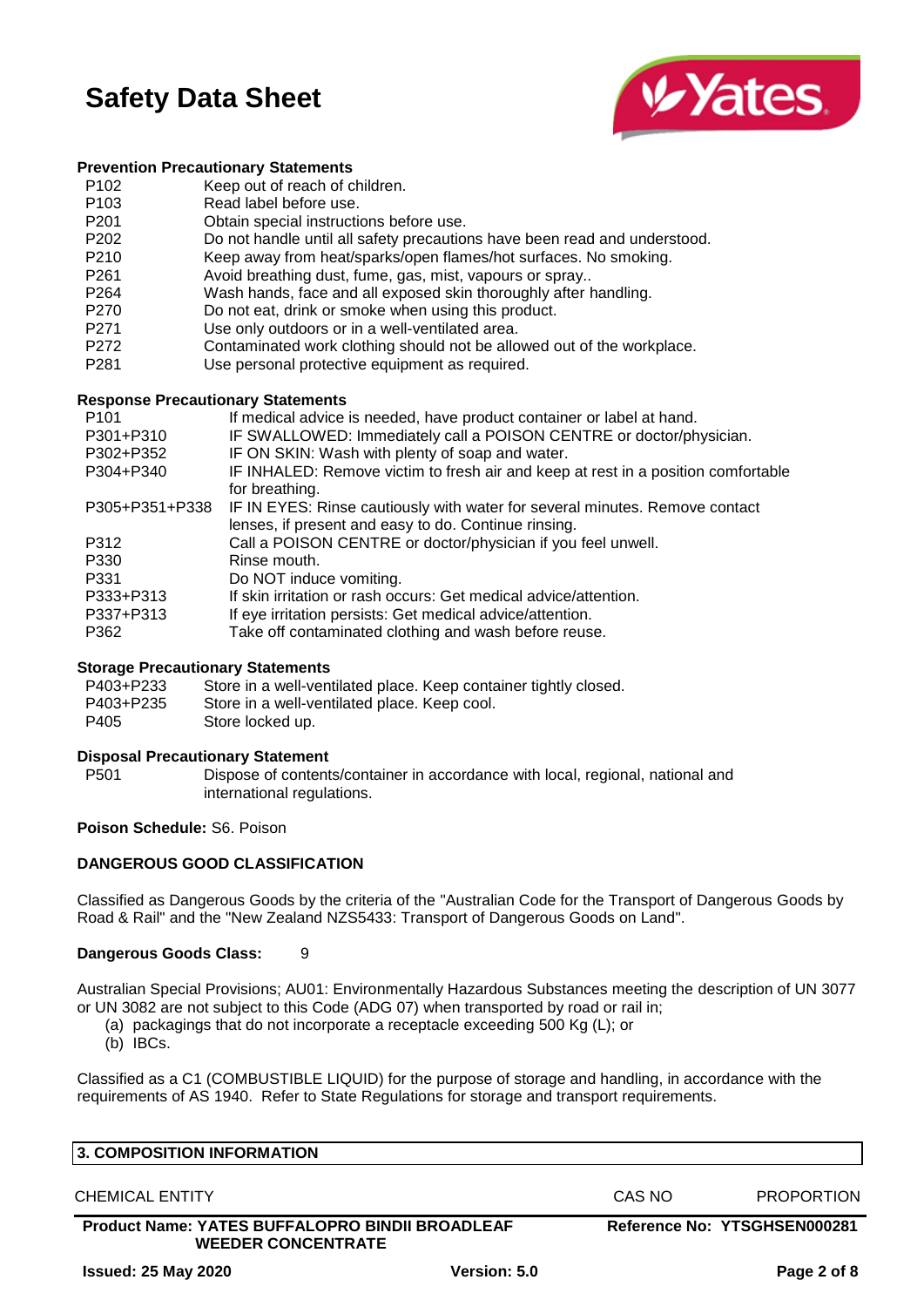### Prevention Precautionary Statements

| | |
|---|---|
| P102 | Keep out of reach of children. |
| P103 | Read label before use. |
| P201 | Obtain special instructions before use. |
| P202 | Do not handle until all safety precautions have been read and understood. |
| P210 | Keep away from heat/sparks/open flames/hot surfaces. No smoking. |
| P261 | Avoid breathing dust, fume, gas, mist, vapours or spray.. |
| P264 | Wash hands, face and all exposed skin thoroughly after handling. |
| P270 | Do not eat, drink or smoke when using this product. |
| P271 | Use only outdoors or in a well-ventilated area. |
| P272 | Contaminated work clothing should not be allowed out of the workplace. |
| P281 | Use personal protective equipment as required. |

### Response Precautionary Statements

| | |
|---|---|
| P101 | If medical advice is needed, have product container or label at hand. |
| P301+P310 | IF SWALLOWED: Immediately call a POISON CENTRE or doctor/physician. |
| P302+P352 | IF ON SKIN: Wash with plenty of soap and water. |
| P304+P340 | IF INHALED: Remove victim to fresh air and keep at rest in a position comfortable for breathing. |
| P305+P351+P338 | IF IN EYES: Rinse cautiously with water for several minutes. Remove contact lenses, if present and easy to do. Continue rinsing. |
| P312 | Call a POISON CENTRE or doctor/physician if you feel unwell. |
| P330 | Rinse mouth. |
| P331 | Do NOT induce vomiting. |
| P333+P313 | If skin irritation or rash occurs: Get medical advice/attention. |
| P337+P313 | If eye irritation persists: Get medical advice/attention. |
| P362 | Take off contaminated clothing and wash before reuse. |

### Storage Precautionary Statements

| | |
|---|---|
| P403+P233 | Store in a well-ventilated place. Keep container tightly closed. |
| P403+P235 | Store in a well-ventilated place. Keep cool. |
| P405 | Store locked up. |

### Disposal Precautionary Statement

| | |
|---|---|
| P501 | Dispose of contents/container in accordance with local, regional, national and international regulations. |

**Poison Schedule:** S6. Poison

### DANGEROUS GOOD CLASSIFICATION

Classified as Dangerous Goods by the criteria of the "Australian Code for the Transport of Dangerous Goods by Road & Rail" and the "New Zealand NZS5433: Transport of Dangerous Goods on Land".

**Dangerous Goods Class:** 9

Australian Special Provisions; AU01: Environmentally Hazardous Substances meeting the description of UN 3077 or UN 3082 are not subject to this Code (ADG 07) when transported by road or rail in;

(a) packagings that do not incorporate a receptacle exceeding 500 Kg (L); or
(b) IBCs.

Classified as a C1 (COMBUSTIBLE LIQUID) for the purpose of storage and handling, in accordance with the requirements of AS 1940. Refer to State Regulations for storage and transport requirements.

## 3. COMPOSITION INFORMATION

| CHEMICAL ENTITY | CAS NO | PROPORTION |
|---|---|---|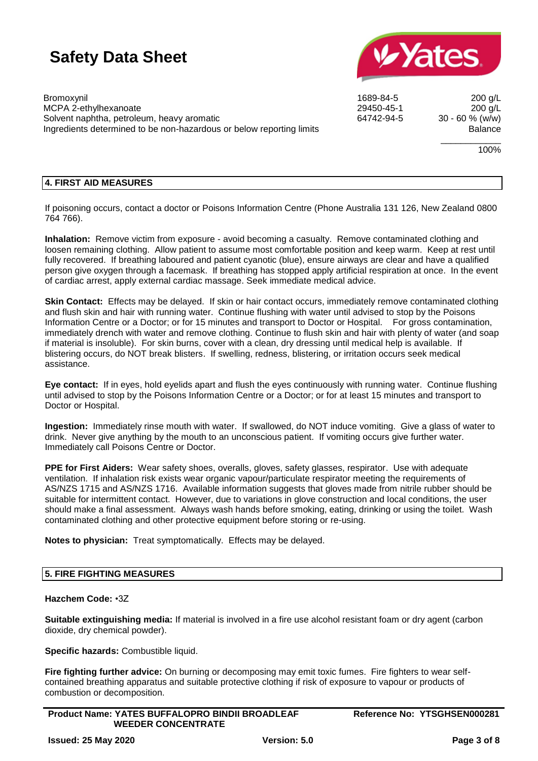| Ingredient | CAS No. | Content |
|---|---|---|
| Bromoxynil | 1689-84-5 | 200 g/L |
| MCPA 2-ethylhexanoate | 29450-45-1 | 200 g/L |
| Solvent naphtha, petroleum, heavy aromatic | 64742-94-5 | 30 - 60 % (w/w) |
| Ingredients determined to be non-hazardous or below reporting limits | | Balance |
| | | 100% |

## 4. FIRST AID MEASURES

If poisoning occurs, contact a doctor or Poisons Information Centre (Phone Australia 131 126, New Zealand 0800 764 766).

**Inhalation:** Remove victim from exposure - avoid becoming a casualty. Remove contaminated clothing and loosen remaining clothing. Allow patient to assume most comfortable position and keep warm. Keep at rest until fully recovered. If breathing laboured and patient cyanotic (blue), ensure airways are clear and have a qualified person give oxygen through a facemask. If breathing has stopped apply artificial respiration at once. In the event of cardiac arrest, apply external cardiac massage. Seek immediate medical advice.

**Skin Contact:** Effects may be delayed. If skin or hair contact occurs, immediately remove contaminated clothing and flush skin and hair with running water. Continue flushing with water until advised to stop by the Poisons Information Centre or a Doctor; or for 15 minutes and transport to Doctor or Hospital. For gross contamination, immediately drench with water and remove clothing. Continue to flush skin and hair with plenty of water (and soap if material is insoluble). For skin burns, cover with a clean, dry dressing until medical help is available. If blistering occurs, do NOT break blisters. If swelling, redness, blistering, or irritation occurs seek medical assistance.

**Eye contact:** If in eyes, hold eyelids apart and flush the eyes continuously with running water. Continue flushing until advised to stop by the Poisons Information Centre or a Doctor; or for at least 15 minutes and transport to Doctor or Hospital.

**Ingestion:** Immediately rinse mouth with water. If swallowed, do NOT induce vomiting. Give a glass of water to drink. Never give anything by the mouth to an unconscious patient. If vomiting occurs give further water. Immediately call Poisons Centre or Doctor.

**PPE for First Aiders:** Wear safety shoes, overalls, gloves, safety glasses, respirator. Use with adequate ventilation. If inhalation risk exists wear organic vapour/particulate respirator meeting the requirements of AS/NZS 1715 and AS/NZS 1716. Available information suggests that gloves made from nitrile rubber should be suitable for intermittent contact. However, due to variations in glove construction and local conditions, the user should make a final assessment. Always wash hands before smoking, eating, drinking or using the toilet. Wash contaminated clothing and other protective equipment before storing or re-using.

**Notes to physician:** Treat symptomatically. Effects may be delayed.

## 5. FIRE FIGHTING MEASURES

**Hazchem Code:** •3Z

**Suitable extinguishing media:** If material is involved in a fire use alcohol resistant foam or dry agent (carbon dioxide, dry chemical powder).

**Specific hazards:** Combustible liquid.

**Fire fighting further advice:** On burning or decomposing may emit toxic fumes. Fire fighters to wear self-contained breathing apparatus and suitable protective clothing if risk of exposure to vapour or products of combustion or decomposition.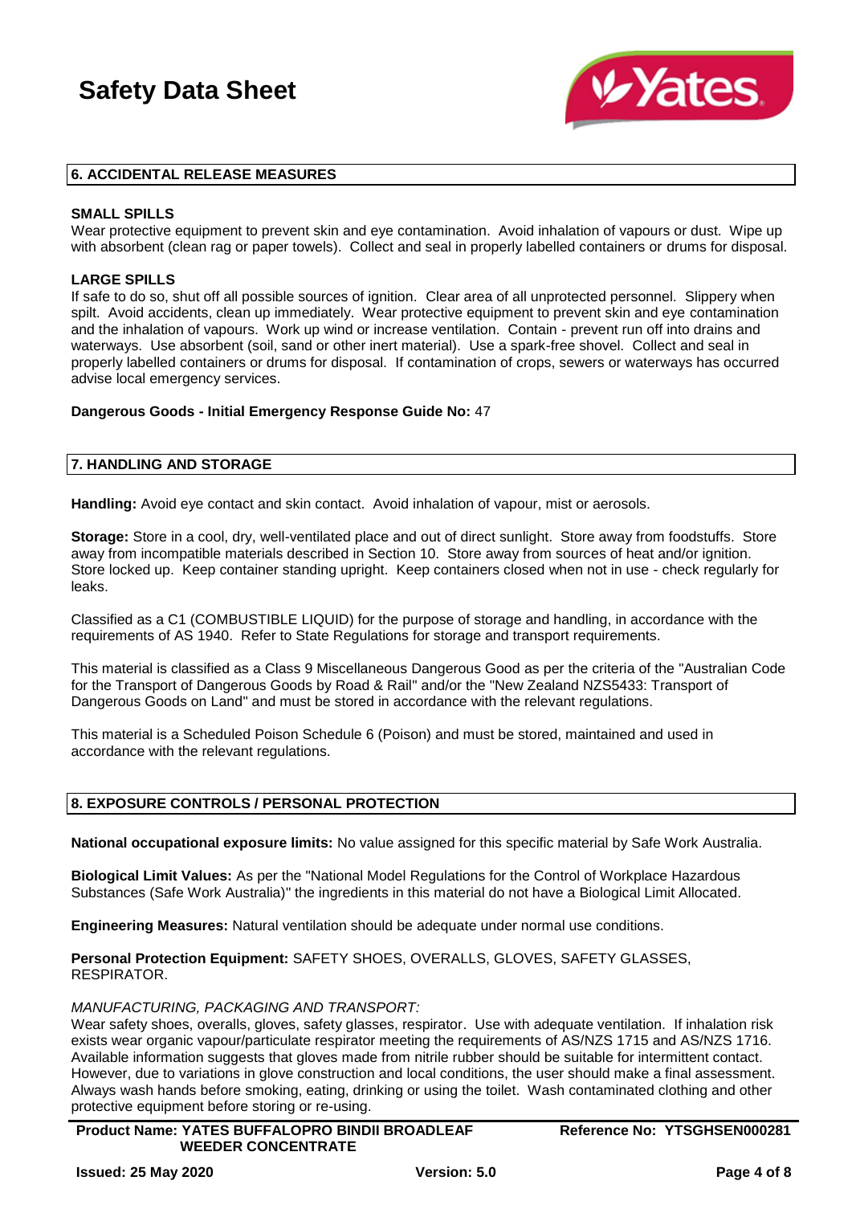## 6. ACCIDENTAL RELEASE MEASURES

**SMALL SPILLS**

Wear protective equipment to prevent skin and eye contamination. Avoid inhalation of vapours or dust. Wipe up with absorbent (clean rag or paper towels). Collect and seal in properly labelled containers or drums for disposal.

**LARGE SPILLS**

If safe to do so, shut off all possible sources of ignition. Clear area of all unprotected personnel. Slippery when spilt. Avoid accidents, clean up immediately. Wear protective equipment to prevent skin and eye contamination and the inhalation of vapours. Work up wind or increase ventilation. Contain - prevent run off into drains and waterways. Use absorbent (soil, sand or other inert material). Use a spark-free shovel. Collect and seal in properly labelled containers or drums for disposal. If contamination of crops, sewers or waterways has occurred advise local emergency services.

**Dangerous Goods - Initial Emergency Response Guide No:** 47

## 7. HANDLING AND STORAGE

**Handling:** Avoid eye contact and skin contact. Avoid inhalation of vapour, mist or aerosols.

**Storage:** Store in a cool, dry, well-ventilated place and out of direct sunlight. Store away from foodstuffs. Store away from incompatible materials described in Section 10. Store away from sources of heat and/or ignition. Store locked up. Keep container standing upright. Keep containers closed when not in use - check regularly for leaks.

Classified as a C1 (COMBUSTIBLE LIQUID) for the purpose of storage and handling, in accordance with the requirements of AS 1940. Refer to State Regulations for storage and transport requirements.

This material is classified as a Class 9 Miscellaneous Dangerous Good as per the criteria of the "Australian Code for the Transport of Dangerous Goods by Road & Rail" and/or the "New Zealand NZS5433: Transport of Dangerous Goods on Land" and must be stored in accordance with the relevant regulations.

This material is a Scheduled Poison Schedule 6 (Poison) and must be stored, maintained and used in accordance with the relevant regulations.

## 8. EXPOSURE CONTROLS / PERSONAL PROTECTION

**National occupational exposure limits:** No value assigned for this specific material by Safe Work Australia.

**Biological Limit Values:** As per the "National Model Regulations for the Control of Workplace Hazardous Substances (Safe Work Australia)" the ingredients in this material do not have a Biological Limit Allocated.

**Engineering Measures:** Natural ventilation should be adequate under normal use conditions.

**Personal Protection Equipment:** SAFETY SHOES, OVERALLS, GLOVES, SAFETY GLASSES, RESPIRATOR.

*MANUFACTURING, PACKAGING AND TRANSPORT:*

Wear safety shoes, overalls, gloves, safety glasses, respirator. Use with adequate ventilation. If inhalation risk exists wear organic vapour/particulate respirator meeting the requirements of AS/NZS 1715 and AS/NZS 1716. Available information suggests that gloves made from nitrile rubber should be suitable for intermittent contact. However, due to variations in glove construction and local conditions, the user should make a final assessment. Always wash hands before smoking, eating, drinking or using the toilet. Wash contaminated clothing and other protective equipment before storing or re-using.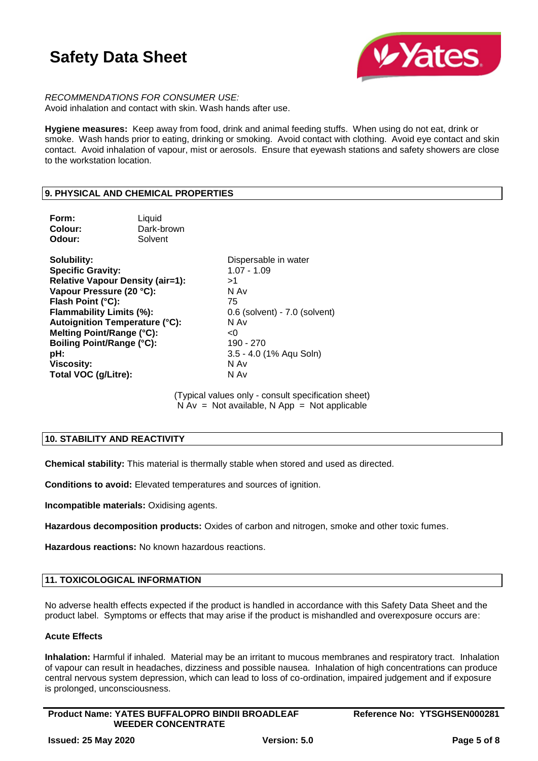*RECOMMENDATIONS FOR CONSUMER USE:*
Avoid inhalation and contact with skin. Wash hands after use.

**Hygiene measures:** Keep away from food, drink and animal feeding stuffs. When using do not eat, drink or smoke. Wash hands prior to eating, drinking or smoking. Avoid contact with clothing. Avoid eye contact and skin contact. Avoid inhalation of vapour, mist or aerosols. Ensure that eyewash stations and safety showers are close to the workstation location.

## 9. PHYSICAL AND CHEMICAL PROPERTIES

| | |
|---|---|
| **Form:** | Liquid |
| **Colour:** | Dark-brown |
| **Odour:** | Solvent |

| | |
|---|---|
| **Solubility:** | Dispersable in water |
| **Specific Gravity:** | 1.07 - 1.09 |
| **Relative Vapour Density (air=1):** | >1 |
| **Vapour Pressure (20 °C):** | N Av |
| **Flash Point (°C):** | 75 |
| **Flammability Limits (%):** | 0.6 (solvent) - 7.0 (solvent) |
| **Autoignition Temperature (°C):** | N Av |
| **Melting Point/Range (°C):** | <0 |
| **Boiling Point/Range (°C):** | 190 - 270 |
| **pH:** | 3.5 - 4.0 (1% Aqu Soln) |
| **Viscosity:** | N Av |
| **Total VOC (g/Litre):** | N Av |

(Typical values only - consult specification sheet)
N Av = Not available, N App = Not applicable

## 10. STABILITY AND REACTIVITY

**Chemical stability:** This material is thermally stable when stored and used as directed.

**Conditions to avoid:** Elevated temperatures and sources of ignition.

**Incompatible materials:** Oxidising agents.

**Hazardous decomposition products:** Oxides of carbon and nitrogen, smoke and other toxic fumes.

**Hazardous reactions:** No known hazardous reactions.

## 11. TOXICOLOGICAL INFORMATION

No adverse health effects expected if the product is handled in accordance with this Safety Data Sheet and the product label. Symptoms or effects that may arise if the product is mishandled and overexposure occurs are:

### Acute Effects

**Inhalation:** Harmful if inhaled. Material may be an irritant to mucous membranes and respiratory tract. Inhalation of vapour can result in headaches, dizziness and possible nausea. Inhalation of high concentrations can produce central nervous system depression, which can lead to loss of co-ordination, impaired judgement and if exposure is prolonged, unconsciousness.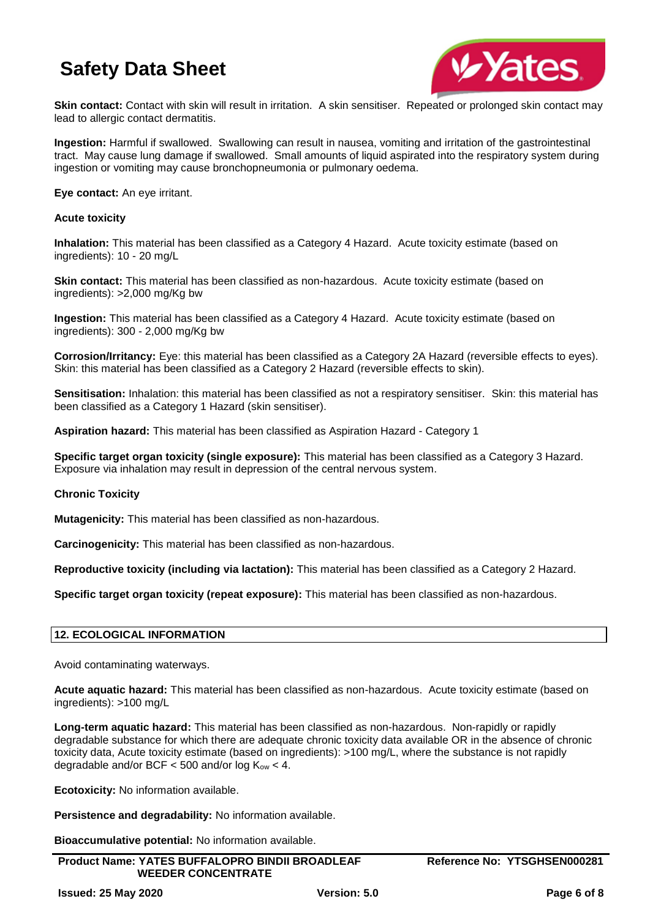**Skin contact:** Contact with skin will result in irritation. A skin sensitiser. Repeated or prolonged skin contact may lead to allergic contact dermatitis.

**Ingestion:** Harmful if swallowed. Swallowing can result in nausea, vomiting and irritation of the gastrointestinal tract. May cause lung damage if swallowed. Small amounts of liquid aspirated into the respiratory system during ingestion or vomiting may cause bronchopneumonia or pulmonary oedema.

**Eye contact:** An eye irritant.

**Acute toxicity**

**Inhalation:** This material has been classified as a Category 4 Hazard. Acute toxicity estimate (based on ingredients): 10 - 20 mg/L

**Skin contact:** This material has been classified as non-hazardous. Acute toxicity estimate (based on ingredients): >2,000 mg/Kg bw

**Ingestion:** This material has been classified as a Category 4 Hazard. Acute toxicity estimate (based on ingredients): 300 - 2,000 mg/Kg bw

**Corrosion/Irritancy:** Eye: this material has been classified as a Category 2A Hazard (reversible effects to eyes). Skin: this material has been classified as a Category 2 Hazard (reversible effects to skin).

**Sensitisation:** Inhalation: this material has been classified as not a respiratory sensitiser. Skin: this material has been classified as a Category 1 Hazard (skin sensitiser).

**Aspiration hazard:** This material has been classified as Aspiration Hazard - Category 1

**Specific target organ toxicity (single exposure):** This material has been classified as a Category 3 Hazard. Exposure via inhalation may result in depression of the central nervous system.

**Chronic Toxicity**

**Mutagenicity:** This material has been classified as non-hazardous.

**Carcinogenicity:** This material has been classified as non-hazardous.

**Reproductive toxicity (including via lactation):** This material has been classified as a Category 2 Hazard.

**Specific target organ toxicity (repeat exposure):** This material has been classified as non-hazardous.

## 12. ECOLOGICAL INFORMATION

Avoid contaminating waterways.

**Acute aquatic hazard:** This material has been classified as non-hazardous. Acute toxicity estimate (based on ingredients): >100 mg/L

**Long-term aquatic hazard:** This material has been classified as non-hazardous. Non-rapidly or rapidly degradable substance for which there are adequate chronic toxicity data available OR in the absence of chronic toxicity data, Acute toxicity estimate (based on ingredients): >100 mg/L, where the substance is not rapidly degradable and/or BCF < 500 and/or log $K_{ow}$ < 4.

**Ecotoxicity:** No information available.

**Persistence and degradability:** No information available.

**Bioaccumulative potential:** No information available.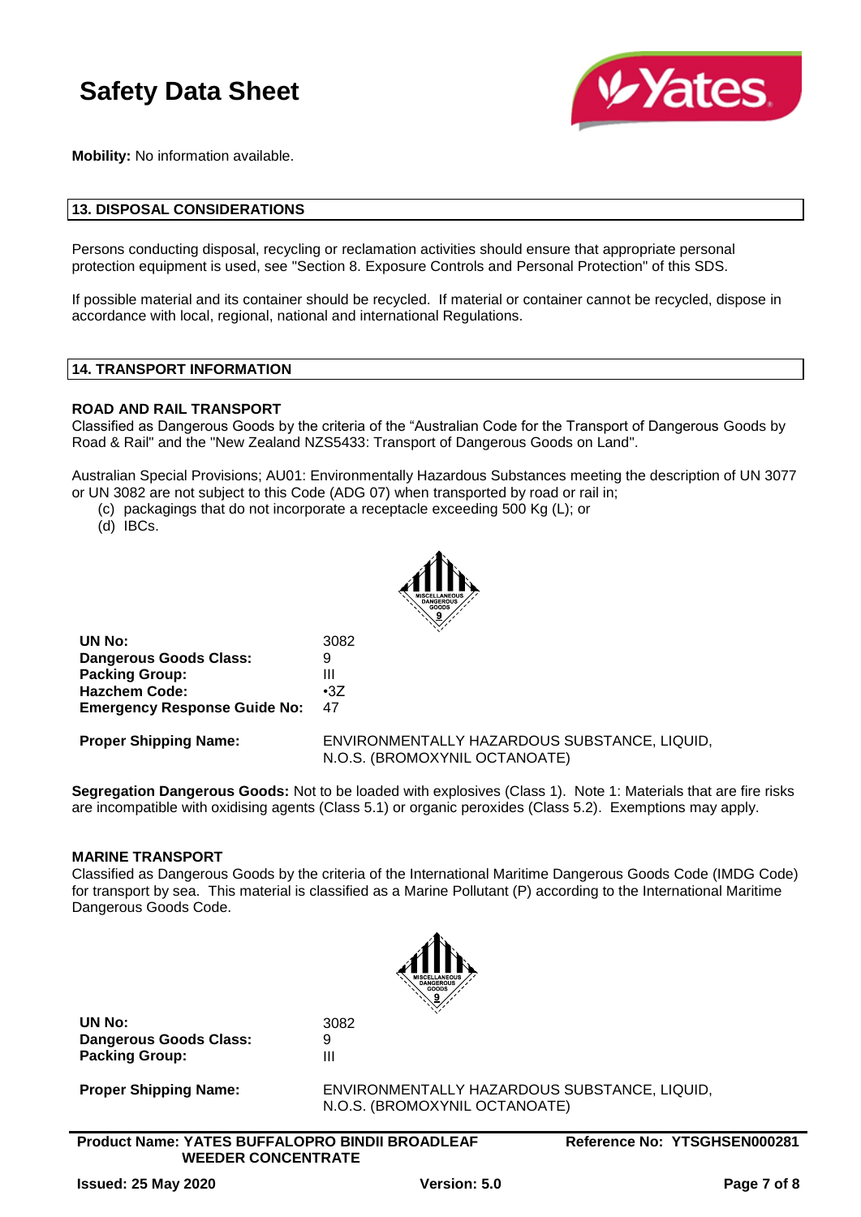**Mobility:** No information available.

## 13. DISPOSAL CONSIDERATIONS

Persons conducting disposal, recycling or reclamation activities should ensure that appropriate personal protection equipment is used, see "Section 8. Exposure Controls and Personal Protection" of this SDS.

If possible material and its container should be recycled. If material or container cannot be recycled, dispose in accordance with local, regional, national and international Regulations.

## 14. TRANSPORT INFORMATION

### ROAD AND RAIL TRANSPORT

Classified as Dangerous Goods by the criteria of the "Australian Code for the Transport of Dangerous Goods by Road & Rail" and the "New Zealand NZS5433: Transport of Dangerous Goods on Land".

Australian Special Provisions; AU01: Environmentally Hazardous Substances meeting the description of UN 3077 or UN 3082 are not subject to this Code (ADG 07) when transported by road or rail in;

(c) packagings that do not incorporate a receptacle exceeding 500 Kg (L); or
(d) IBCs.

| | |
|---|---|
| **UN No:** | 3082 |
| **Dangerous Goods Class:** | 9 |
| **Packing Group:** | III |
| **Hazchem Code:** | •3Z |
| **Emergency Response Guide No:** | 47 |
| **Proper Shipping Name:** | ENVIRONMENTALLY HAZARDOUS SUBSTANCE, LIQUID, N.O.S. (BROMOXYNIL OCTANOATE) |

**Segregation Dangerous Goods:** Not to be loaded with explosives (Class 1). Note 1: Materials that are fire risks are incompatible with oxidising agents (Class 5.1) or organic peroxides (Class 5.2). Exemptions may apply.

### MARINE TRANSPORT

Classified as Dangerous Goods by the criteria of the International Maritime Dangerous Goods Code (IMDG Code) for transport by sea. This material is classified as a Marine Pollutant (P) according to the International Maritime Dangerous Goods Code.

| | |
|---|---|
| **UN No:** | 3082 |
| **Dangerous Goods Class:** | 9 |
| **Packing Group:** | III |
| **Proper Shipping Name:** | ENVIRONMENTALLY HAZARDOUS SUBSTANCE, LIQUID, N.O.S. (BROMOXYNIL OCTANOATE) |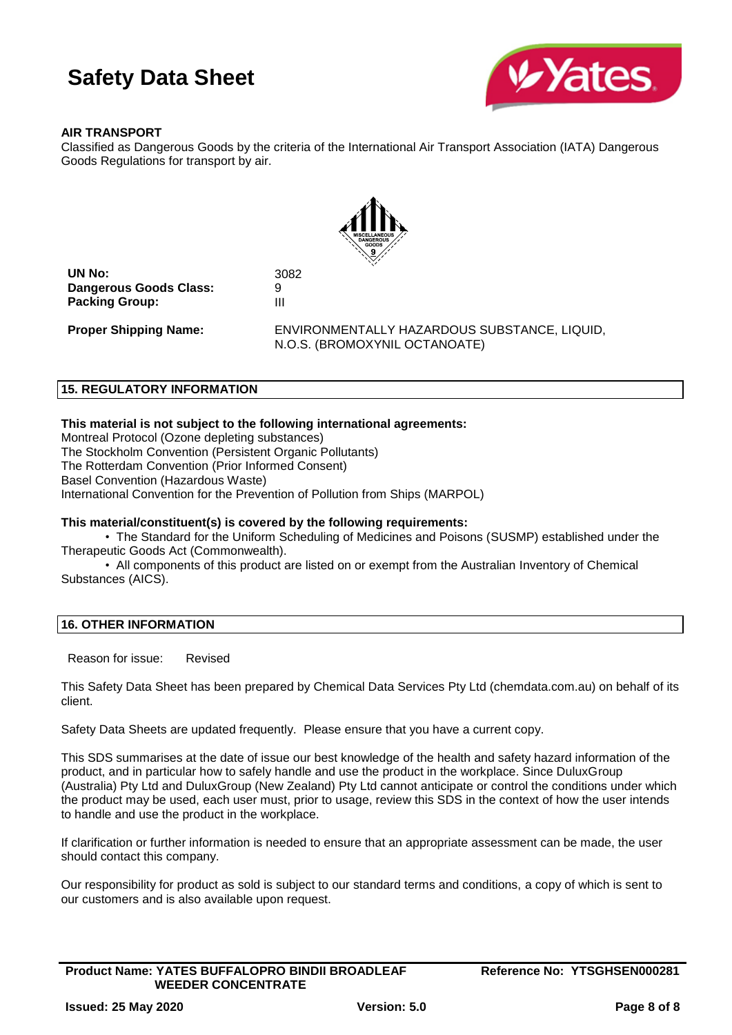**AIR TRANSPORT**

Classified as Dangerous Goods by the criteria of the International Air Transport Association (IATA) Dangerous Goods Regulations for transport by air.

| | |
|---|---|
| **UN No:** | 3082 |
| **Dangerous Goods Class:** | 9 |
| **Packing Group:** | III |
| **Proper Shipping Name:** | ENVIRONMENTALLY HAZARDOUS SUBSTANCE, LIQUID, N.O.S. (BROMOXYNIL OCTANOATE) |

## 15. REGULATORY INFORMATION

**This material is not subject to the following international agreements:**

Montreal Protocol (Ozone depleting substances)
The Stockholm Convention (Persistent Organic Pollutants)
The Rotterdam Convention (Prior Informed Consent)
Basel Convention (Hazardous Waste)
International Convention for the Prevention of Pollution from Ships (MARPOL)

**This material/constituent(s) is covered by the following requirements:**

- The Standard for the Uniform Scheduling of Medicines and Poisons (SUSMP) established under the Therapeutic Goods Act (Commonwealth).
- All components of this product are listed on or exempt from the Australian Inventory of Chemical Substances (AICS).

## 16. OTHER INFORMATION

Reason for issue: Revised

This Safety Data Sheet has been prepared by Chemical Data Services Pty Ltd (chemdata.com.au) on behalf of its client.

Safety Data Sheets are updated frequently. Please ensure that you have a current copy.

This SDS summarises at the date of issue our best knowledge of the health and safety hazard information of the product, and in particular how to safely handle and use the product in the workplace. Since DuluxGroup (Australia) Pty Ltd and DuluxGroup (New Zealand) Pty Ltd cannot anticipate or control the conditions under which the product may be used, each user must, prior to usage, review this SDS in the context of how the user intends to handle and use the product in the workplace.

If clarification or further information is needed to ensure that an appropriate assessment can be made, the user should contact this company.

Our responsibility for product as sold is subject to our standard terms and conditions, a copy of which is sent to our customers and is also available upon request.